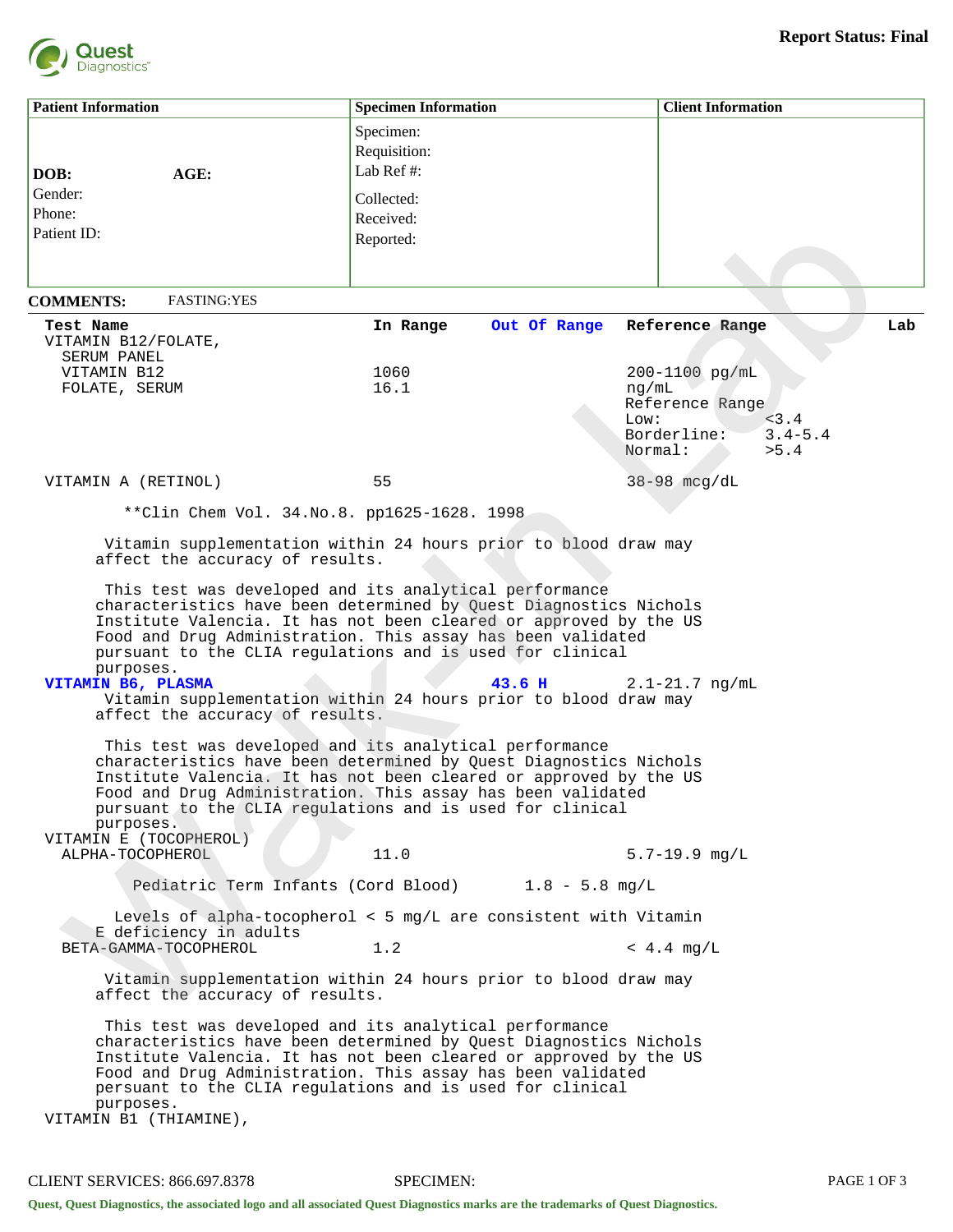Quest Diagnostics

**Report Status: Final**

| Patient Information | Specimen Information | Client Information |
|---|---|---|
| DOB: AGE: | Specimen: | |
| Gender: | Requisition: | |
| Phone: | Lab Ref #: | |
| Patient ID: | Collected: | |
| | Received: | |
| | Reported: | |

**COMMENTS:** FASTING:YES

| Test Name | In Range | Out Of Range | Reference Range | Lab |
|---|---|---|---|---|
| VITAMIN B12/FOLATE, SERUM PANEL | | | | |
| VITAMIN B12 | 1060 | | 200-1100 pg/mL | |
| FOLATE, SERUM | 16.1 | | ng/mL<br>Reference Range<br>Low: <3.4<br>Borderline: 3.4-5.4<br>Normal: >5.4 | |
| VITAMIN A (RETINOL) | 55 | | 38-98 mcg/dL | |

**Clin Chem Vol. 34.No.8. pp1625-1628. 1998

Vitamin supplementation within 24 hours prior to blood draw may affect the accuracy of results.

This test was developed and its analytical performance characteristics have been determined by Quest Diagnostics Nichols Institute Valencia. It has not been cleared or approved by the US Food and Drug Administration. This assay has been validated pursuant to the CLIA regulations and is used for clinical purposes.

| Test Name | In Range | Out Of Range | Reference Range | Lab |
|---|---|---|---|---|
| **VITAMIN B6, PLASMA** | | **43.6 H** | 2.1-21.7 ng/mL | |

Vitamin supplementation within 24 hours prior to blood draw may affect the accuracy of results.

This test was developed and its analytical performance characteristics have been determined by Quest Diagnostics Nichols Institute Valencia. It has not been cleared or approved by the US Food and Drug Administration. This assay has been validated pursuant to the CLIA regulations and is used for clinical purposes.

| Test Name | In Range | Out Of Range | Reference Range | Lab |
|---|---|---|---|---|
| VITAMIN E (TOCOPHEROL) | | | | |
| ALPHA-TOCOPHEROL | 11.0 | | 5.7-19.9 mg/L | |

Pediatric Term Infants (Cord Blood) 1.8 - 5.8 mg/L

Levels of alpha-tocopherol < 5 mg/L are consistent with Vitamin E deficiency in adults

| Test Name | In Range | Out Of Range | Reference Range | Lab |
|---|---|---|---|---|
| BETA-GAMMA-TOCOPHEROL | 1.2 | | < 4.4 mg/L | |

Vitamin supplementation within 24 hours prior to blood draw may affect the accuracy of results.

This test was developed and its analytical performance characteristics have been determined by Quest Diagnostics Nichols Institute Valencia. It has not been cleared or approved by the US Food and Drug Administration. This assay has been validated persuant to the CLIA regulations and is used for clinical purposes.

VITAMIN B1 (THIAMINE),

CLIENT SERVICES: 866.697.8378 SPECIMEN:

Quest, Quest Diagnostics, the associated logo and all associated Quest Diagnostics marks are the trademarks of Quest Diagnostics.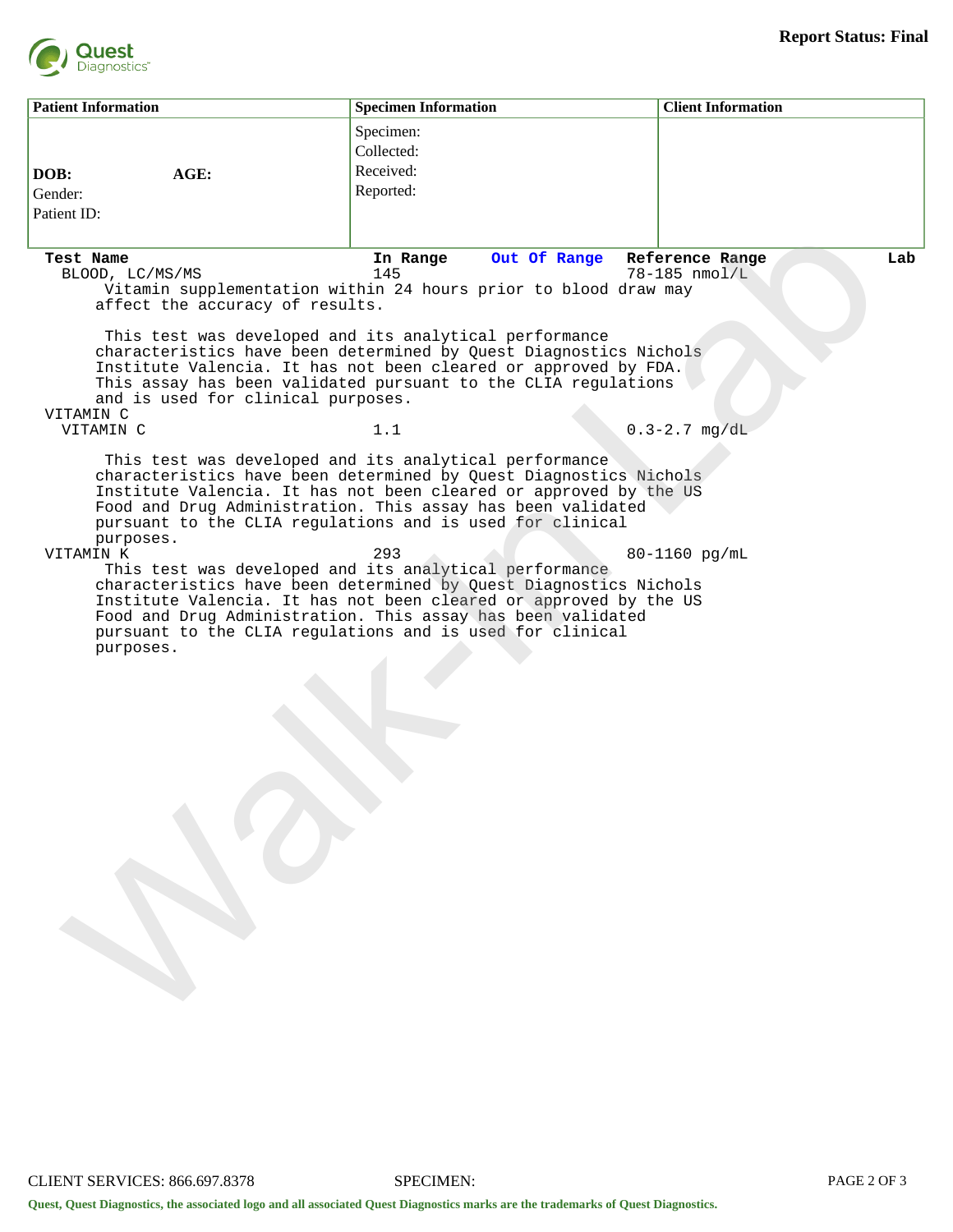**Report Status: Final**

| Patient Information | Specimen Information | Client Information |
|---|---|---|
| **DOB:** **AGE:**<br>Gender:<br>Patient ID: | Specimen:<br>Collected:<br>Received:<br>Reported: | |

| Test Name | In Range | Out Of Range | Reference Range | Lab |
|---|---|---|---|---|
| BLOOD, LC/MS/MS | 145 | | 78-185 nmol/L | |

Vitamin supplementation within 24 hours prior to blood draw may affect the accuracy of results.

This test was developed and its analytical performance characteristics have been determined by Quest Diagnostics Nichols Institute Valencia. It has not been cleared or approved by FDA. This assay has been validated pursuant to the CLIA regulations and is used for clinical purposes.

| Test Name | In Range | Out Of Range | Reference Range | Lab |
|---|---|---|---|---|
| VITAMIN C | | | | |
| VITAMIN C | 1.1 | | 0.3-2.7 mg/dL | |

This test was developed and its analytical performance characteristics have been determined by Quest Diagnostics Nichols Institute Valencia. It has not been cleared or approved by the US Food and Drug Administration. This assay has been validated pursuant to the CLIA regulations and is used for clinical purposes.

| Test Name | In Range | Out Of Range | Reference Range | Lab |
|---|---|---|---|---|
| VITAMIN K | 293 | | 80-1160 pg/mL | |

This test was developed and its analytical performance characteristics have been determined by Quest Diagnostics Nichols Institute Valencia. It has not been cleared or approved by the US Food and Drug Administration. This assay has been validated pursuant to the CLIA regulations and is used for clinical purposes.

CLIENT SERVICES: 866.697.8378 SPECIMEN:

**Quest, Quest Diagnostics, the associated logo and all associated Quest Diagnostics marks are the trademarks of Quest Diagnostics.**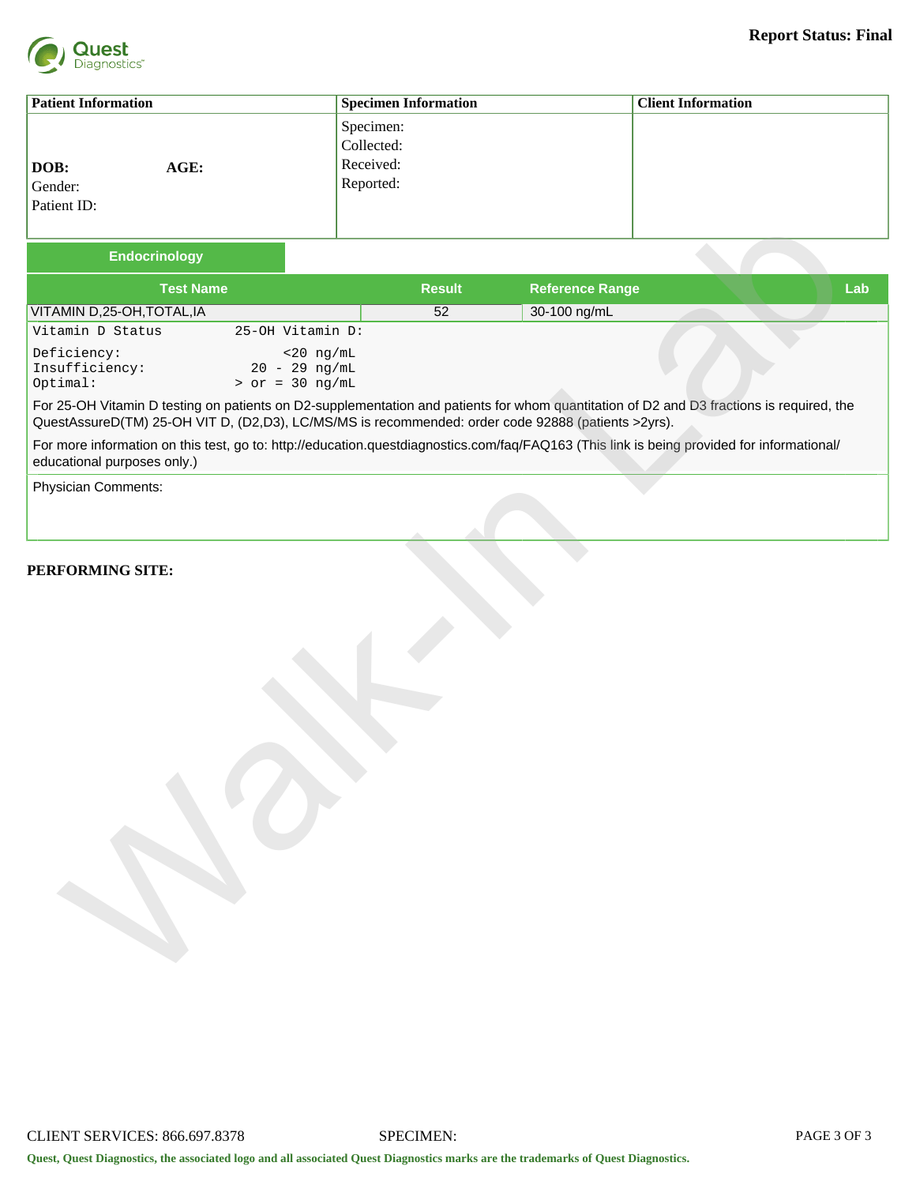**Report Status: Final**

| Patient Information | Specimen Information | Client Information |
|---|---|---|
| **DOB:** **AGE:**<br>Gender:<br>Patient ID: | Specimen:<br>Collected:<br>Received:<br>Reported: | |

## Endocrinology

| Test Name | Result | Reference Range | Lab |
|---|---|---|---|
| VITAMIN D,25-OH,TOTAL,IA | 52 | 30-100 ng/mL | |

```
Vitamin D Status        25-OH Vitamin D:

Deficiency:                 <20 ng/mL
Insufficiency:           20 - 29 ng/mL
Optimal:                > or = 30 ng/mL
```

For 25-OH Vitamin D testing on patients on D2-supplementation and patients for whom quantitation of D2 and D3 fractions is required, the QuestAssureD(TM) 25-OH VIT D, (D2,D3), LC/MS/MS is recommended: order code 92888 (patients >2yrs).

For more information on this test, go to: http://education.questdiagnostics.com/faq/FAQ163 (This link is being provided for informational/ educational purposes only.)

Physician Comments:

**PERFORMING SITE:**

CLIENT SERVICES: 866.697.8378 SPECIMEN:

**Quest, Quest Diagnostics, the associated logo and all associated Quest Diagnostics marks are the trademarks of Quest Diagnostics.**